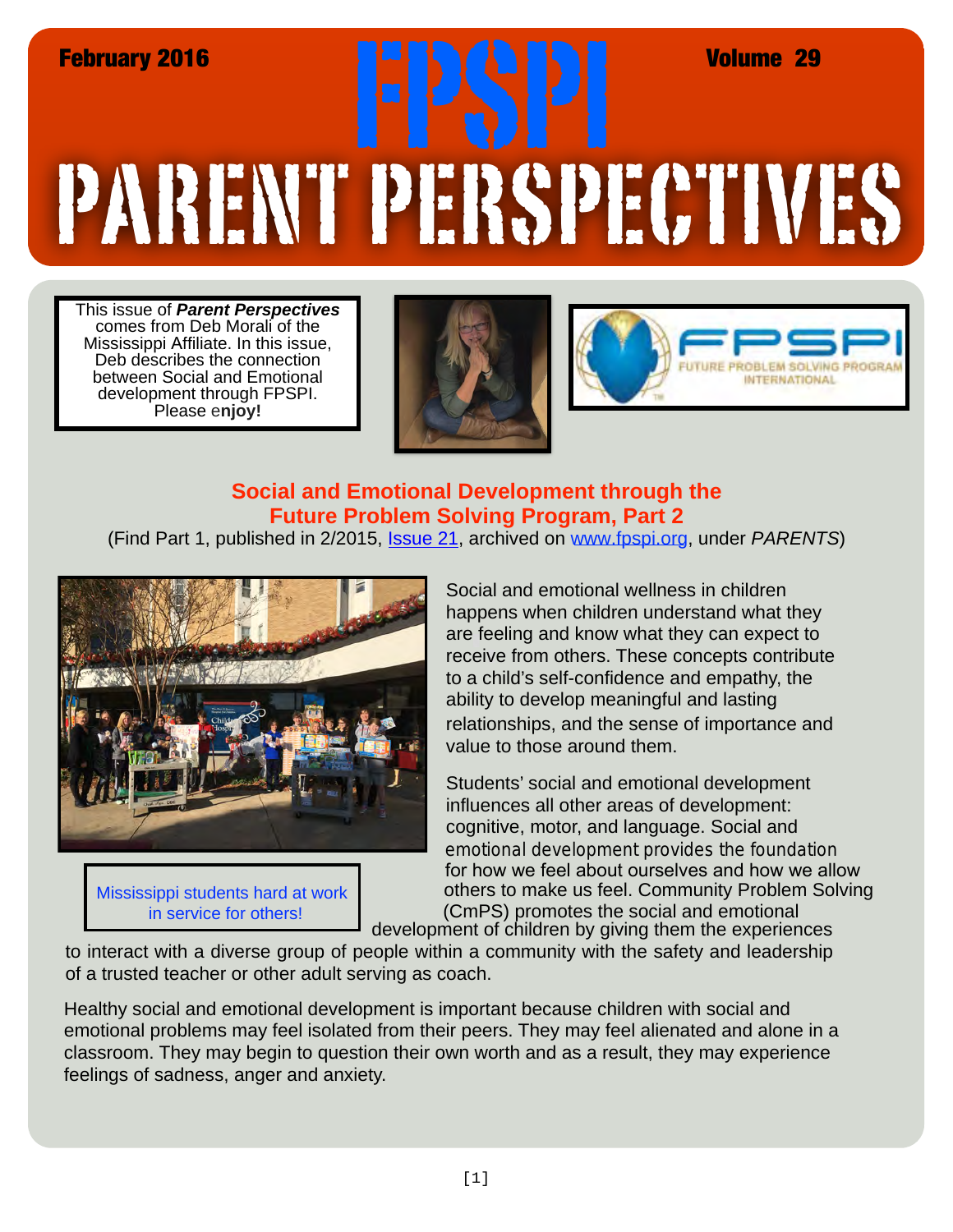February 2016 **FPSPI** Volume 29

# PARENT PERSPECTIVES

This issue of ***Parent Perspectives*** comes from Deb Morali of the Mississippi Affiliate. In this issue, Deb describes the connection between Social and Emotional development through FPSPI. Please e**njoy!**

FPSPI
FUTURE PROBLEM SOLVING PROGRAM INTERNATIONAL

## Social and Emotional Development through the Future Problem Solving Program, Part 2

(Find Part 1, published in 2/2015, Issue 21, archived on www.fpspi.org, under *PARENTS*)

Social and emotional wellness in children happens when children understand what they are feeling and know what they can expect to receive from others. These concepts contribute to a child's self-confidence and empathy, the ability to develop meaningful and lasting relationships, and the sense of importance and value to those around them.

Mississippi students hard at work in service for others!

Students' social and emotional development influences all other areas of development: cognitive, motor, and language. Social and emotional development provides the foundation for how we feel about ourselves and how we allow others to make us feel. Community Problem Solving (CmPS) promotes the social and emotional development of children by giving them the experiences to interact with a diverse group of people within a community with the safety and leadership of a trusted teacher or other adult serving as coach.

Healthy social and emotional development is important because children with social and emotional problems may feel isolated from their peers. They may feel alienated and alone in a classroom. They may begin to question their own worth and as a result, they may experience feelings of sadness, anger and anxiety.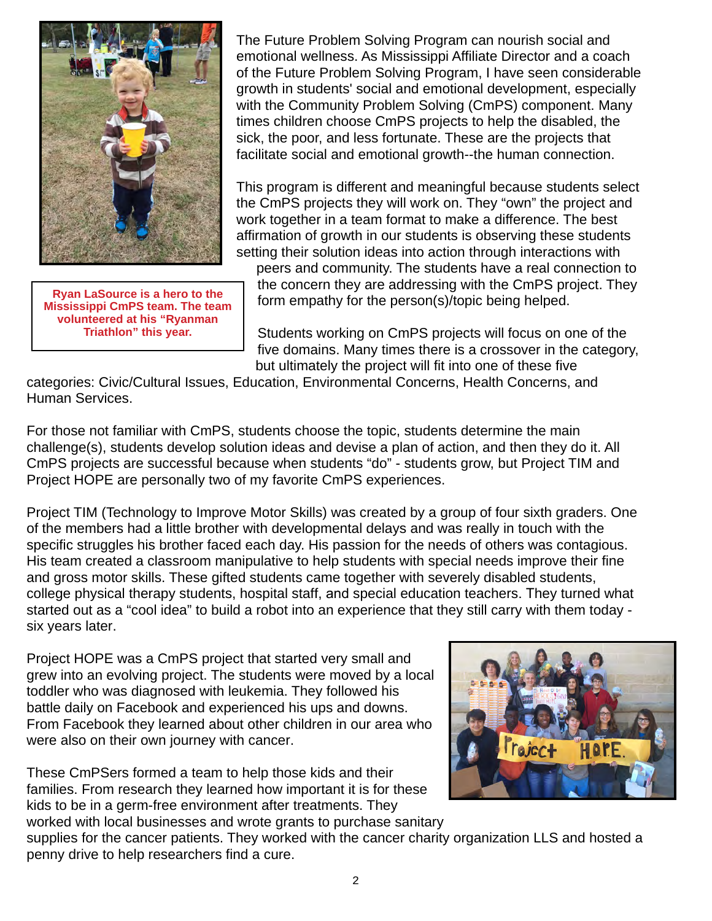**Ryan LaSource is a hero to the Mississippi CmPS team. The team volunteered at his "Ryanman Triathlon" this year.**

The Future Problem Solving Program can nourish social and emotional wellness. As Mississippi Affiliate Director and a coach of the Future Problem Solving Program, I have seen considerable growth in students' social and emotional development, especially with the Community Problem Solving (CmPS) component. Many times children choose CmPS projects to help the disabled, the sick, the poor, and less fortunate. These are the projects that facilitate social and emotional growth--the human connection.

This program is different and meaningful because students select the CmPS projects they will work on. They "own" the project and work together in a team format to make a difference. The best affirmation of growth in our students is observing these students setting their solution ideas into action through interactions with peers and community. The students have a real connection to the concern they are addressing with the CmPS project. They form empathy for the person(s)/topic being helped.

Students working on CmPS projects will focus on one of the five domains. Many times there is a crossover in the category, but ultimately the project will fit into one of these five categories: Civic/Cultural Issues, Education, Environmental Concerns, Health Concerns, and Human Services.

For those not familiar with CmPS, students choose the topic, students determine the main challenge(s), students develop solution ideas and devise a plan of action, and then they do it. All CmPS projects are successful because when students "do" - students grow, but Project TIM and Project HOPE are personally two of my favorite CmPS experiences.

Project TIM (Technology to Improve Motor Skills) was created by a group of four sixth graders. One of the members had a little brother with developmental delays and was really in touch with the specific struggles his brother faced each day. His passion for the needs of others was contagious. His team created a classroom manipulative to help students with special needs improve their fine and gross motor skills. These gifted students came together with severely disabled students, college physical therapy students, hospital staff, and special education teachers. They turned what started out as a "cool idea" to build a robot into an experience that they still carry with them today - six years later.

Project HOPE was a CmPS project that started very small and grew into an evolving project. The students were moved by a local toddler who was diagnosed with leukemia. They followed his battle daily on Facebook and experienced his ups and downs. From Facebook they learned about other children in our area who were also on their own journey with cancer.

These CmPSers formed a team to help those kids and their families. From research they learned how important it is for these kids to be in a germ-free environment after treatments. They worked with local businesses and wrote grants to purchase sanitary supplies for the cancer patients. They worked with the cancer charity organization LLS and hosted a penny drive to help researchers find a cure.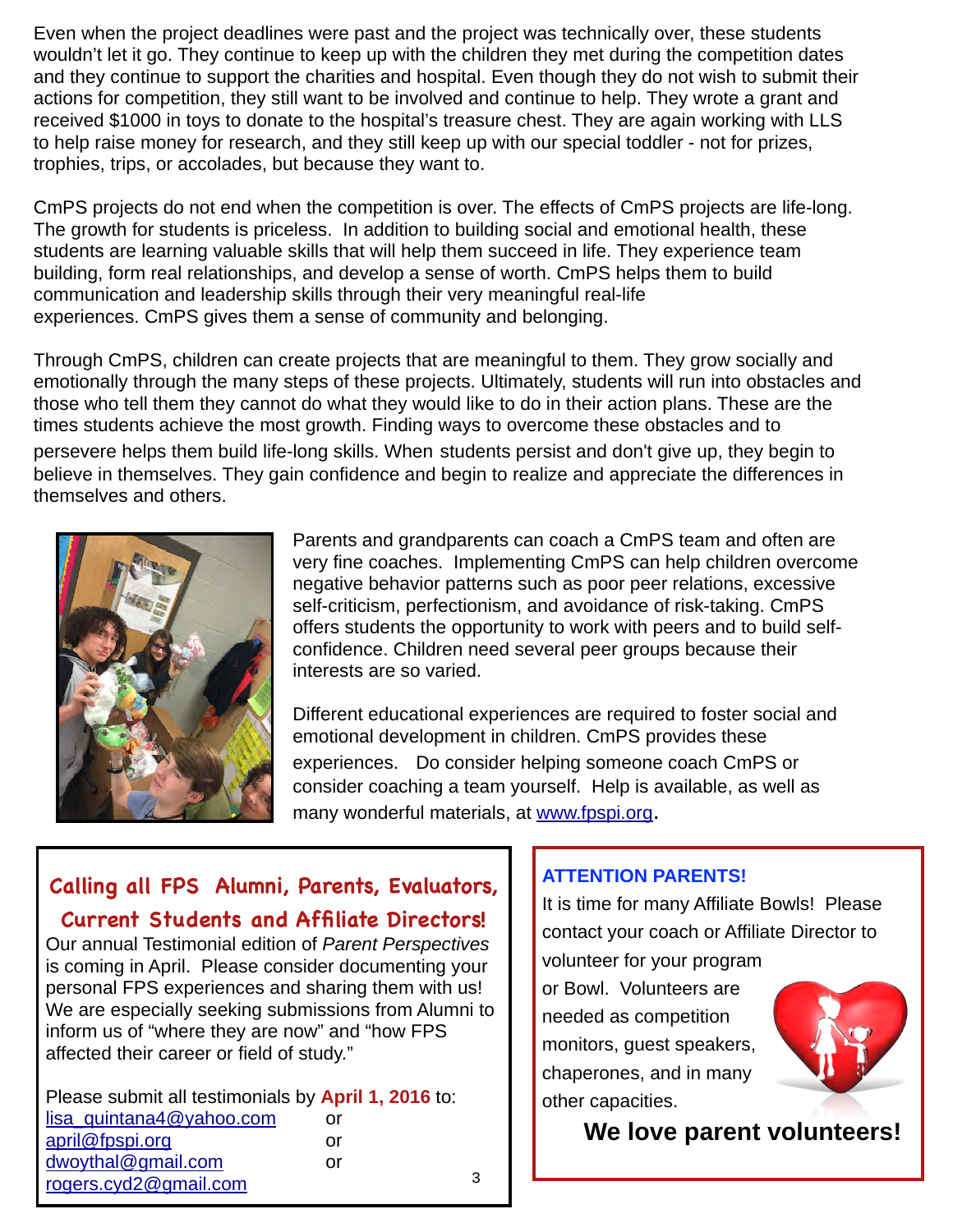Even when the project deadlines were past and the project was technically over, these students wouldn't let it go. They continue to keep up with the children they met during the competition dates and they continue to support the charities and hospital. Even though they do not wish to submit their actions for competition, they still want to be involved and continue to help. They wrote a grant and received $1000 in toys to donate to the hospital's treasure chest. They are again working with LLS to help raise money for research, and they still keep up with our special toddler - not for prizes, trophies, trips, or accolades, but because they want to.

CmPS projects do not end when the competition is over. The effects of CmPS projects are life-long. The growth for students is priceless. In addition to building social and emotional health, these students are learning valuable skills that will help them succeed in life. They experience team building, form real relationships, and develop a sense of worth. CmPS helps them to build communication and leadership skills through their very meaningful real-life experiences. CmPS gives them a sense of community and belonging.

Through CmPS, children can create projects that are meaningful to them. They grow socially and emotionally through the many steps of these projects. Ultimately, students will run into obstacles and those who tell them they cannot do what they would like to do in their action plans. These are the times students achieve the most growth. Finding ways to overcome these obstacles and to persevere helps them build life-long skills. When students persist and don't give up, they begin to believe in themselves. They gain confidence and begin to realize and appreciate the differences in themselves and others.

Parents and grandparents can coach a CmPS team and often are very fine coaches. Implementing CmPS can help children overcome negative behavior patterns such as poor peer relations, excessive self-criticism, perfectionism, and avoidance of risk-taking. CmPS offers students the opportunity to work with peers and to build self-confidence. Children need several peer groups because their interests are so varied.

Different educational experiences are required to foster social and emotional development in children. CmPS provides these experiences. Do consider helping someone coach CmPS or consider coaching a team yourself. Help is available, as well as many wonderful materials, at www.fpspi.org.

## Calling all FPS Alumni, Parents, Evaluators, Current Students and Affiliate Directors!

Our annual Testimonial edition of *Parent Perspectives* is coming in April. Please consider documenting your personal FPS experiences and sharing them with us! We are especially seeking submissions from Alumni to inform us of "where they are now" and "how FPS affected their career or field of study."

Please submit all testimonials by **April 1, 2016** to:
lisa_quintana4@yahoo.com or
april@fpspi.org or
dwoythal@gmail.com or
rogers.cyd2@gmail.com

## ATTENTION PARENTS!

It is time for many Affiliate Bowls! Please contact your coach or Affiliate Director to volunteer for your program or Bowl. Volunteers are needed as competition monitors, guest speakers, chaperones, and in many other capacities.

**We love parent volunteers!**